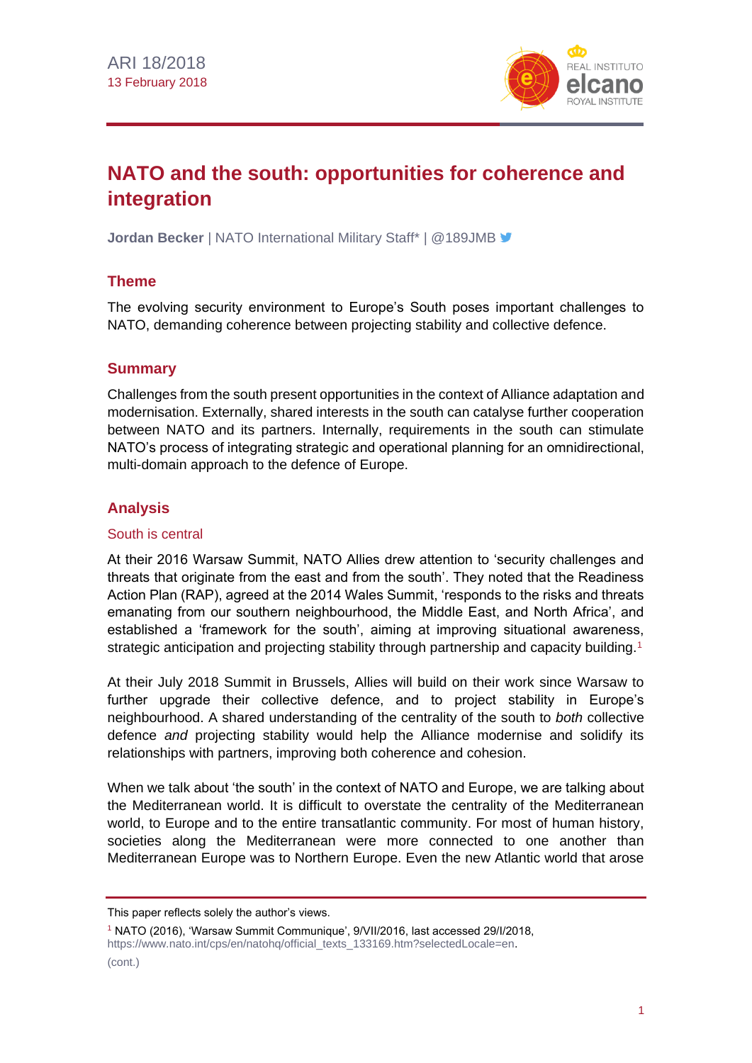ARI 18/2018
13 February 2018

# NATO and the south: opportunities for coherence and integration

**Jordan Becker** | NATO International Military Staff* | @189JMB

## Theme

The evolving security environment to Europe's South poses important challenges to NATO, demanding coherence between projecting stability and collective defence.

## Summary

Challenges from the south present opportunities in the context of Alliance adaptation and modernisation. Externally, shared interests in the south can catalyse further cooperation between NATO and its partners. Internally, requirements in the south can stimulate NATO's process of integrating strategic and operational planning for an omnidirectional, multi-domain approach to the defence of Europe.

## Analysis

### South is central

At their 2016 Warsaw Summit, NATO Allies drew attention to 'security challenges and threats that originate from the east and from the south'. They noted that the Readiness Action Plan (RAP), agreed at the 2014 Wales Summit, 'responds to the risks and threats emanating from our southern neighbourhood, the Middle East, and North Africa', and established a 'framework for the south', aiming at improving situational awareness, strategic anticipation and projecting stability through partnership and capacity building.[1]

At their July 2018 Summit in Brussels, Allies will build on their work since Warsaw to further upgrade their collective defence, and to project stability in Europe's neighbourhood. A shared understanding of the centrality of the south to *both* collective defence *and* projecting stability would help the Alliance modernise and solidify its relationships with partners, improving both coherence and cohesion.

When we talk about 'the south' in the context of NATO and Europe, we are talking about the Mediterranean world. It is difficult to overstate the centrality of the Mediterranean world, to Europe and to the entire transatlantic community. For most of human history, societies along the Mediterranean were more connected to one another than Mediterranean Europe was to Northern Europe. Even the new Atlantic world that arose

This paper reflects solely the author's views.

[1] NATO (2016), 'Warsaw Summit Communique', 9/VII/2016, last accessed 29/I/2018, https://www.nato.int/cps/en/natohq/official_texts_133169.htm?selectedLocale=en.

(cont.)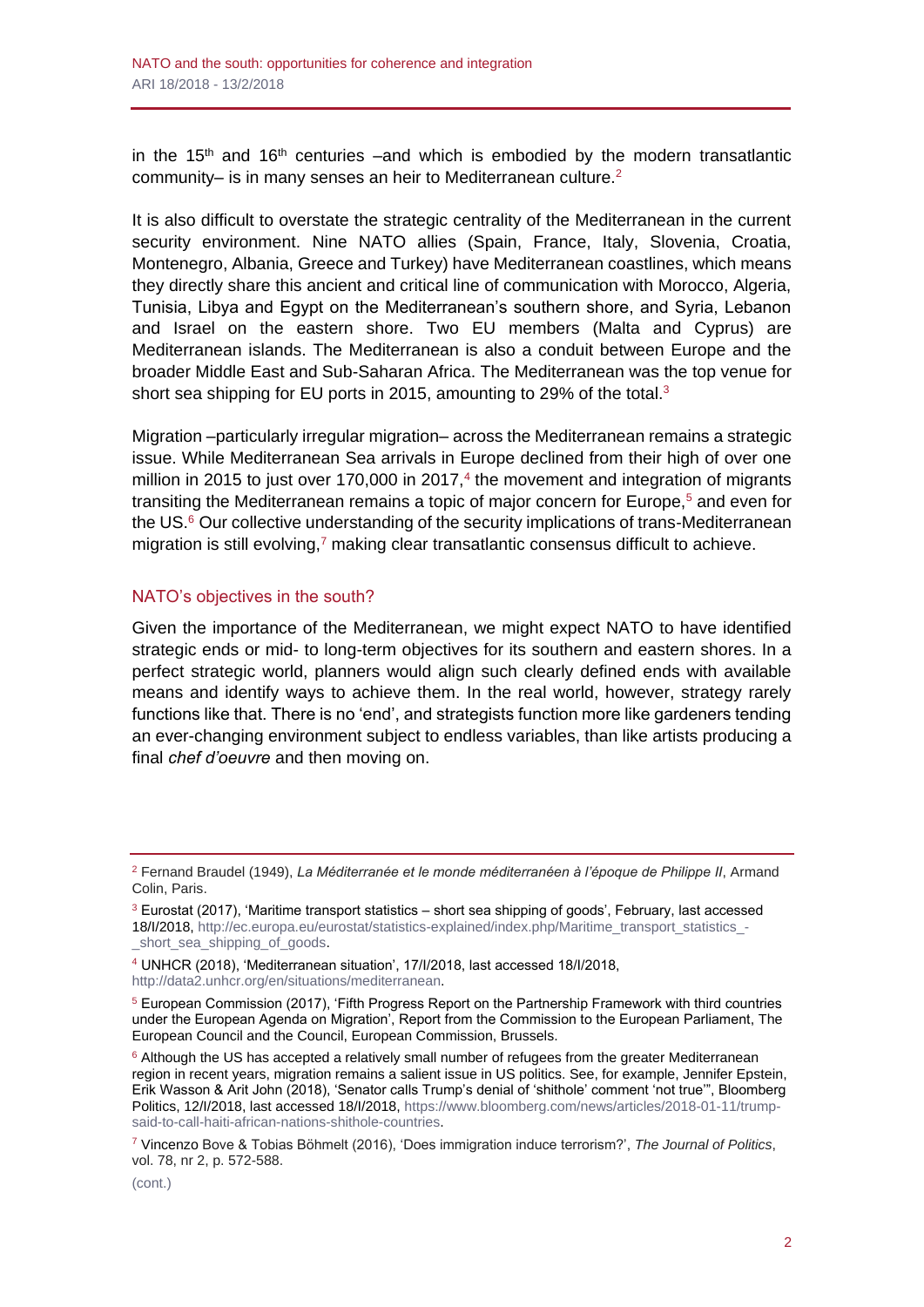in the 15th and 16th centuries –and which is embodied by the modern transatlantic community– is in many senses an heir to Mediterranean culture.[2]

It is also difficult to overstate the strategic centrality of the Mediterranean in the current security environment. Nine NATO allies (Spain, France, Italy, Slovenia, Croatia, Montenegro, Albania, Greece and Turkey) have Mediterranean coastlines, which means they directly share this ancient and critical line of communication with Morocco, Algeria, Tunisia, Libya and Egypt on the Mediterranean's southern shore, and Syria, Lebanon and Israel on the eastern shore. Two EU members (Malta and Cyprus) are Mediterranean islands. The Mediterranean is also a conduit between Europe and the broader Middle East and Sub-Saharan Africa. The Mediterranean was the top venue for short sea shipping for EU ports in 2015, amounting to 29% of the total.[3]

Migration –particularly irregular migration– across the Mediterranean remains a strategic issue. While Mediterranean Sea arrivals in Europe declined from their high of over one million in 2015 to just over 170,000 in 2017,[4] the movement and integration of migrants transiting the Mediterranean remains a topic of major concern for Europe,[5] and even for the US.[6] Our collective understanding of the security implications of trans-Mediterranean migration is still evolving,[7] making clear transatlantic consensus difficult to achieve.

## NATO's objectives in the south?

Given the importance of the Mediterranean, we might expect NATO to have identified strategic ends or mid- to long-term objectives for its southern and eastern shores. In a perfect strategic world, planners would align such clearly defined ends with available means and identify ways to achieve them. In the real world, however, strategy rarely functions like that. There is no 'end', and strategists function more like gardeners tending an ever-changing environment subject to endless variables, than like artists producing a final *chef d'oeuvre* and then moving on.

---

[2] Fernand Braudel (1949), *La Méditerranée et le monde méditerranéen à l'époque de Philippe II*, Armand Colin, Paris.

[3] Eurostat (2017), 'Maritime transport statistics – short sea shipping of goods', February, last accessed 18/I/2018, http://ec.europa.eu/eurostat/statistics-explained/index.php/Maritime_transport_statistics_-_short_sea_shipping_of_goods.

[4] UNHCR (2018), 'Mediterranean situation', 17/I/2018, last accessed 18/I/2018, http://data2.unhcr.org/en/situations/mediterranean.

[5] European Commission (2017), 'Fifth Progress Report on the Partnership Framework with third countries under the European Agenda on Migration', Report from the Commission to the European Parliament, The European Council and the Council, European Commission, Brussels.

[6] Although the US has accepted a relatively small number of refugees from the greater Mediterranean region in recent years, migration remains a salient issue in US politics. See, for example, Jennifer Epstein, Erik Wasson & Arit John (2018), 'Senator calls Trump's denial of 'shithole' comment 'not true'", Bloomberg Politics, 12/I/2018, last accessed 18/I/2018, https://www.bloomberg.com/news/articles/2018-01-11/trump-said-to-call-haiti-african-nations-shithole-countries.

[7] Vincenzo Bove & Tobias Böhmelt (2016), 'Does immigration induce terrorism?', *The Journal of Politics*, vol. 78, nr 2, p. 572-588.

(cont.)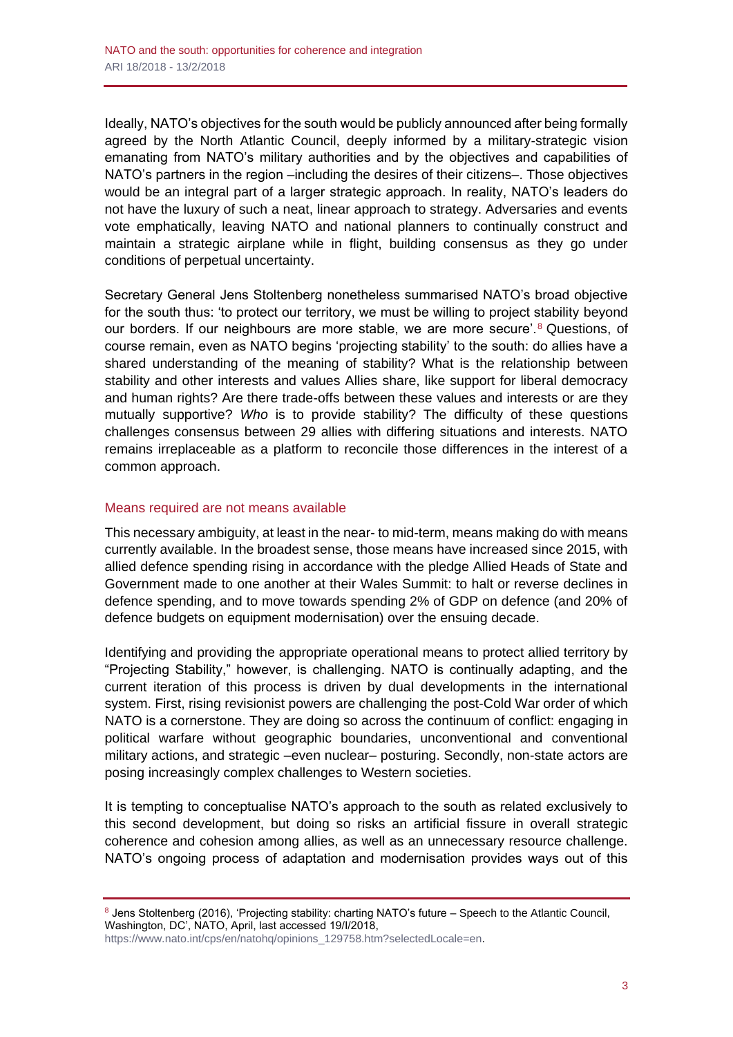Ideally, NATO's objectives for the south would be publicly announced after being formally agreed by the North Atlantic Council, deeply informed by a military-strategic vision emanating from NATO's military authorities and by the objectives and capabilities of NATO's partners in the region –including the desires of their citizens–. Those objectives would be an integral part of a larger strategic approach. In reality, NATO's leaders do not have the luxury of such a neat, linear approach to strategy. Adversaries and events vote emphatically, leaving NATO and national planners to continually construct and maintain a strategic airplane while in flight, building consensus as they go under conditions of perpetual uncertainty.

Secretary General Jens Stoltenberg nonetheless summarised NATO's broad objective for the south thus: 'to protect our territory, we must be willing to project stability beyond our borders. If our neighbours are more stable, we are more secure'.[8] Questions, of course remain, even as NATO begins 'projecting stability' to the south: do allies have a shared understanding of the meaning of stability? What is the relationship between stability and other interests and values Allies share, like support for liberal democracy and human rights? Are there trade-offs between these values and interests or are they mutually supportive? *Who* is to provide stability? The difficulty of these questions challenges consensus between 29 allies with differing situations and interests. NATO remains irreplaceable as a platform to reconcile those differences in the interest of a common approach.

## Means required are not means available

This necessary ambiguity, at least in the near- to mid-term, means making do with means currently available. In the broadest sense, those means have increased since 2015, with allied defence spending rising in accordance with the pledge Allied Heads of State and Government made to one another at their Wales Summit: to halt or reverse declines in defence spending, and to move towards spending 2% of GDP on defence (and 20% of defence budgets on equipment modernisation) over the ensuing decade.

Identifying and providing the appropriate operational means to protect allied territory by "Projecting Stability," however, is challenging. NATO is continually adapting, and the current iteration of this process is driven by dual developments in the international system. First, rising revisionist powers are challenging the post-Cold War order of which NATO is a cornerstone. They are doing so across the continuum of conflict: engaging in political warfare without geographic boundaries, unconventional and conventional military actions, and strategic –even nuclear– posturing. Secondly, non-state actors are posing increasingly complex challenges to Western societies.

It is tempting to conceptualise NATO's approach to the south as related exclusively to this second development, but doing so risks an artificial fissure in overall strategic coherence and cohesion among allies, as well as an unnecessary resource challenge. NATO's ongoing process of adaptation and modernisation provides ways out of this

[8] Jens Stoltenberg (2016), 'Projecting stability: charting NATO's future – Speech to the Atlantic Council, Washington, DC', NATO, April, last accessed 19/I/2018, https://www.nato.int/cps/en/natohq/opinions_129758.htm?selectedLocale=en.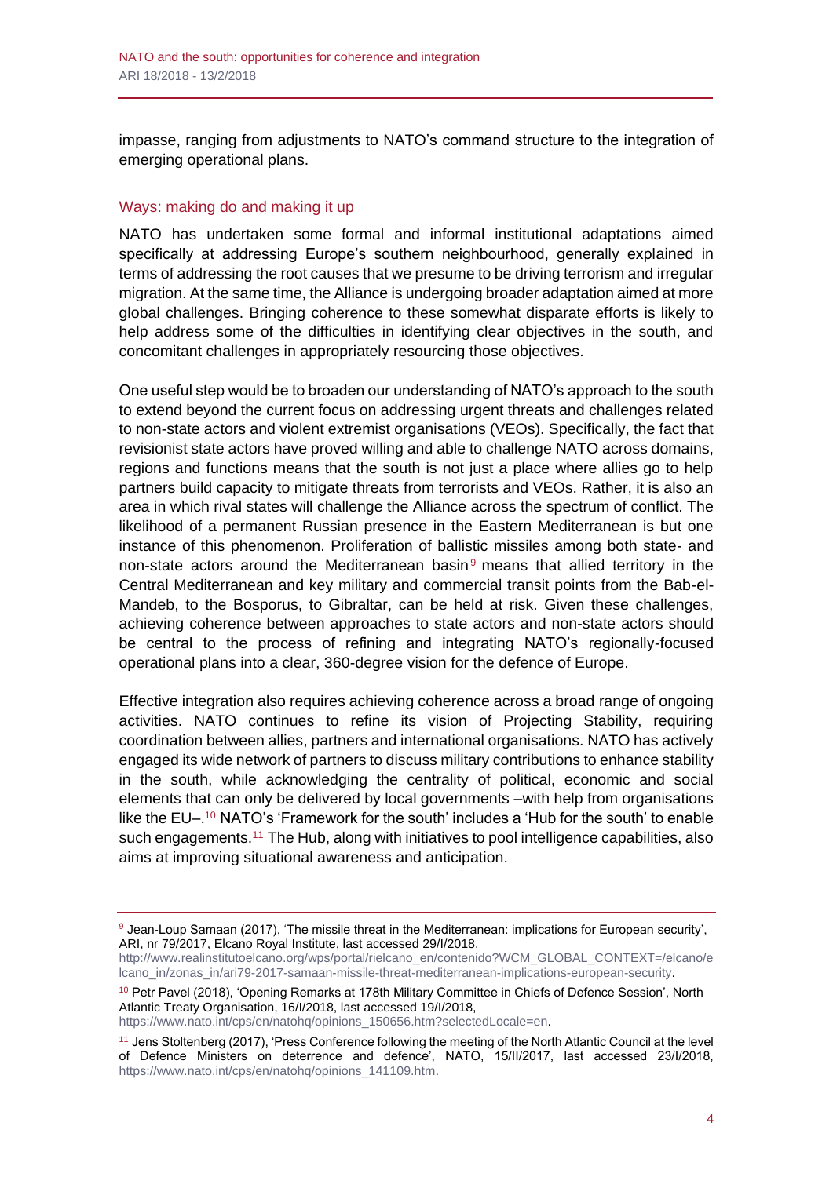impasse, ranging from adjustments to NATO's command structure to the integration of emerging operational plans.

## Ways: making do and making it up

NATO has undertaken some formal and informal institutional adaptations aimed specifically at addressing Europe's southern neighbourhood, generally explained in terms of addressing the root causes that we presume to be driving terrorism and irregular migration. At the same time, the Alliance is undergoing broader adaptation aimed at more global challenges. Bringing coherence to these somewhat disparate efforts is likely to help address some of the difficulties in identifying clear objectives in the south, and concomitant challenges in appropriately resourcing those objectives.

One useful step would be to broaden our understanding of NATO's approach to the south to extend beyond the current focus on addressing urgent threats and challenges related to non-state actors and violent extremist organisations (VEOs). Specifically, the fact that revisionist state actors have proved willing and able to challenge NATO across domains, regions and functions means that the south is not just a place where allies go to help partners build capacity to mitigate threats from terrorists and VEOs. Rather, it is also an area in which rival states will challenge the Alliance across the spectrum of conflict. The likelihood of a permanent Russian presence in the Eastern Mediterranean is but one instance of this phenomenon. Proliferation of ballistic missiles among both state- and non-state actors around the Mediterranean basin[9] means that allied territory in the Central Mediterranean and key military and commercial transit points from the Bab-el-Mandeb, to the Bosporus, to Gibraltar, can be held at risk. Given these challenges, achieving coherence between approaches to state actors and non-state actors should be central to the process of refining and integrating NATO's regionally-focused operational plans into a clear, 360-degree vision for the defence of Europe.

Effective integration also requires achieving coherence across a broad range of ongoing activities. NATO continues to refine its vision of Projecting Stability, requiring coordination between allies, partners and international organisations. NATO has actively engaged its wide network of partners to discuss military contributions to enhance stability in the south, while acknowledging the centrality of political, economic and social elements that can only be delivered by local governments –with help from organisations like the EU–.[10] NATO's 'Framework for the south' includes a 'Hub for the south' to enable such engagements.[11] The Hub, along with initiatives to pool intelligence capabilities, also aims at improving situational awareness and anticipation.

---

[9] Jean-Loup Samaan (2017), 'The missile threat in the Mediterranean: implications for European security', ARI, nr 79/2017, Elcano Royal Institute, last accessed 29/I/2018, http://www.realinstitutoelcano.org/wps/portal/rielcano_en/contenido?WCM_GLOBAL_CONTEXT=/elcano/elcano_in/zonas_in/ari79-2017-samaan-missile-threat-mediterranean-implications-european-security.

[10] Petr Pavel (2018), 'Opening Remarks at 178th Military Committee in Chiefs of Defence Session', North Atlantic Treaty Organisation, 16/I/2018, last accessed 19/I/2018, https://www.nato.int/cps/en/natohq/opinions_150656.htm?selectedLocale=en.

[11] Jens Stoltenberg (2017), 'Press Conference following the meeting of the North Atlantic Council at the level of Defence Ministers on deterrence and defence', NATO, 15/II/2017, last accessed 23/I/2018, https://www.nato.int/cps/en/natohq/opinions_141109.htm.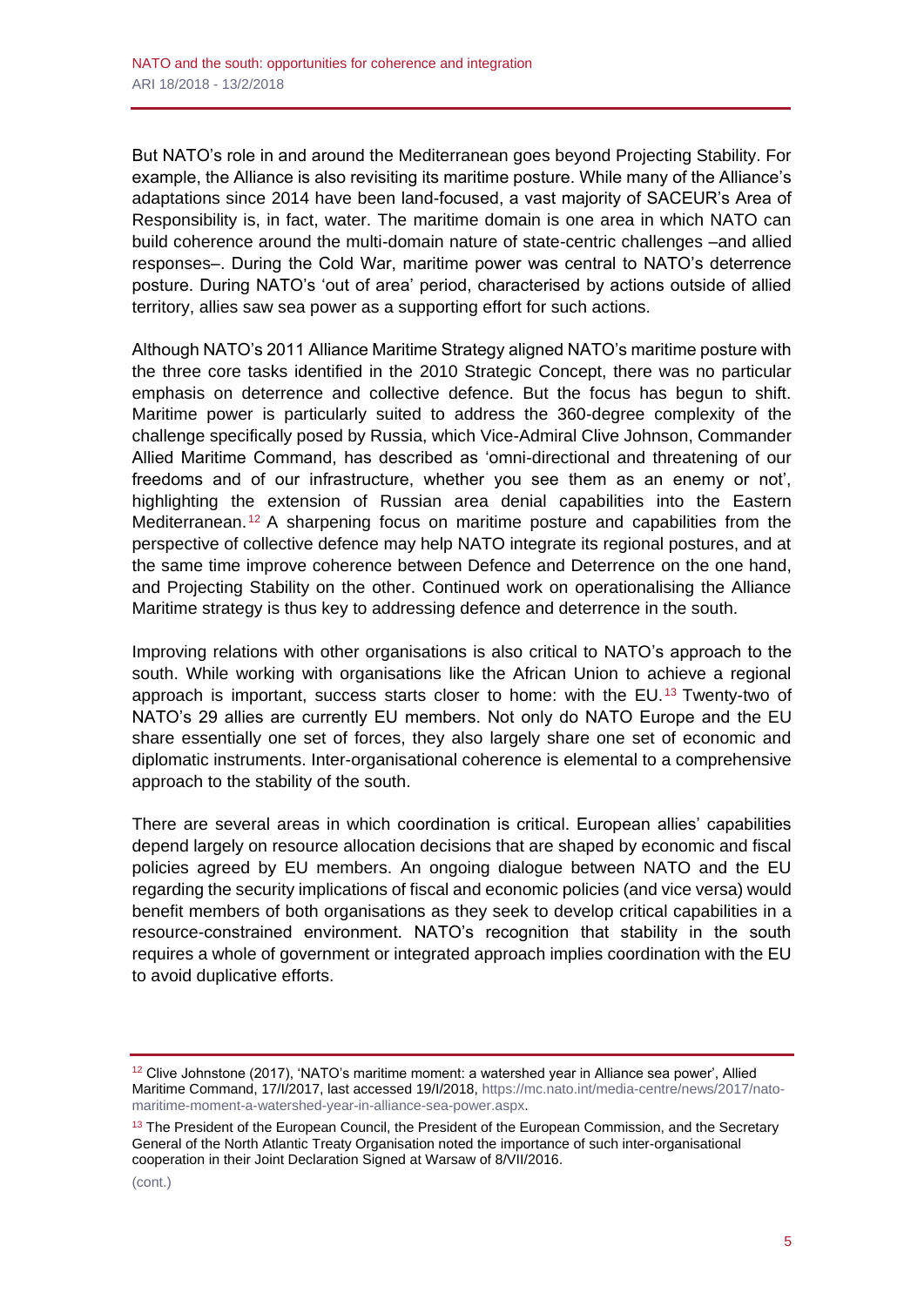But NATO's role in and around the Mediterranean goes beyond Projecting Stability. For example, the Alliance is also revisiting its maritime posture. While many of the Alliance's adaptations since 2014 have been land-focused, a vast majority of SACEUR's Area of Responsibility is, in fact, water. The maritime domain is one area in which NATO can build coherence around the multi-domain nature of state-centric challenges –and allied responses–. During the Cold War, maritime power was central to NATO's deterrence posture. During NATO's 'out of area' period, characterised by actions outside of allied territory, allies saw sea power as a supporting effort for such actions.

Although NATO's 2011 Alliance Maritime Strategy aligned NATO's maritime posture with the three core tasks identified in the 2010 Strategic Concept, there was no particular emphasis on deterrence and collective defence. But the focus has begun to shift. Maritime power is particularly suited to address the 360-degree complexity of the challenge specifically posed by Russia, which Vice-Admiral Clive Johnson, Commander Allied Maritime Command, has described as 'omni-directional and threatening of our freedoms and of our infrastructure, whether you see them as an enemy or not', highlighting the extension of Russian area denial capabilities into the Eastern Mediterranean.[12] A sharpening focus on maritime posture and capabilities from the perspective of collective defence may help NATO integrate its regional postures, and at the same time improve coherence between Defence and Deterrence on the one hand, and Projecting Stability on the other. Continued work on operationalising the Alliance Maritime strategy is thus key to addressing defence and deterrence in the south.

Improving relations with other organisations is also critical to NATO's approach to the south. While working with organisations like the African Union to achieve a regional approach is important, success starts closer to home: with the EU.[13] Twenty-two of NATO's 29 allies are currently EU members. Not only do NATO Europe and the EU share essentially one set of forces, they also largely share one set of economic and diplomatic instruments. Inter-organisational coherence is elemental to a comprehensive approach to the stability of the south.

There are several areas in which coordination is critical. European allies' capabilities depend largely on resource allocation decisions that are shaped by economic and fiscal policies agreed by EU members. An ongoing dialogue between NATO and the EU regarding the security implications of fiscal and economic policies (and vice versa) would benefit members of both organisations as they seek to develop critical capabilities in a resource-constrained environment. NATO's recognition that stability in the south requires a whole of government or integrated approach implies coordination with the EU to avoid duplicative efforts.

---

[12] Clive Johnstone (2017), 'NATO's maritime moment: a watershed year in Alliance sea power', Allied Maritime Command, 17/I/2017, last accessed 19/I/2018, https://mc.nato.int/media-centre/news/2017/nato-maritime-moment-a-watershed-year-in-alliance-sea-power.aspx.

[13] The President of the European Council, the President of the European Commission, and the Secretary General of the North Atlantic Treaty Organisation noted the importance of such inter-organisational cooperation in their Joint Declaration Signed at Warsaw of 8/VII/2016.

(cont.)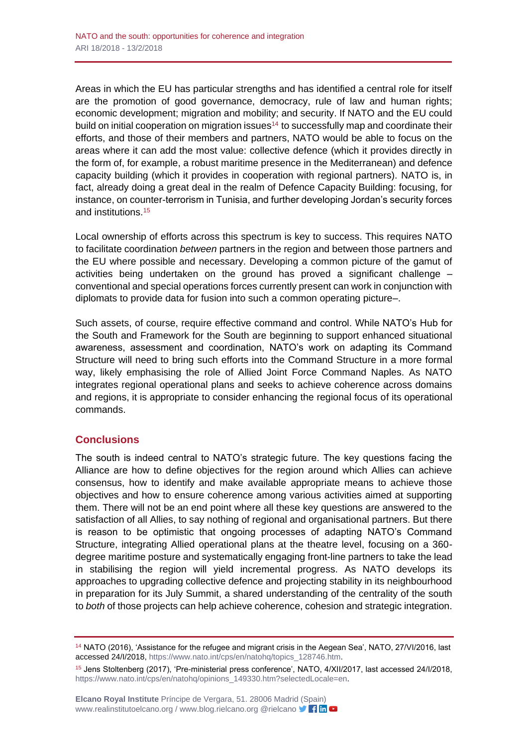Areas in which the EU has particular strengths and has identified a central role for itself are the promotion of good governance, democracy, rule of law and human rights; economic development; migration and mobility; and security. If NATO and the EU could build on initial cooperation on migration issues[14] to successfully map and coordinate their efforts, and those of their members and partners, NATO would be able to focus on the areas where it can add the most value: collective defence (which it provides directly in the form of, for example, a robust maritime presence in the Mediterranean) and defence capacity building (which it provides in cooperation with regional partners). NATO is, in fact, already doing a great deal in the realm of Defence Capacity Building: focusing, for instance, on counter-terrorism in Tunisia, and further developing Jordan's security forces and institutions.[15]

Local ownership of efforts across this spectrum is key to success. This requires NATO to facilitate coordination *between* partners in the region and between those partners and the EU where possible and necessary. Developing a common picture of the gamut of activities being undertaken on the ground has proved a significant challenge –conventional and special operations forces currently present can work in conjunction with diplomats to provide data for fusion into such a common operating picture–.

Such assets, of course, require effective command and control. While NATO's Hub for the South and Framework for the South are beginning to support enhanced situational awareness, assessment and coordination, NATO's work on adapting its Command Structure will need to bring such efforts into the Command Structure in a more formal way, likely emphasising the role of Allied Joint Force Command Naples. As NATO integrates regional operational plans and seeks to achieve coherence across domains and regions, it is appropriate to consider enhancing the regional focus of its operational commands.

## Conclusions

The south is indeed central to NATO's strategic future. The key questions facing the Alliance are how to define objectives for the region around which Allies can achieve consensus, how to identify and make available appropriate means to achieve those objectives and how to ensure coherence among various activities aimed at supporting them. There will not be an end point where all these key questions are answered to the satisfaction of all Allies, to say nothing of regional and organisational partners. But there is reason to be optimistic that ongoing processes of adapting NATO's Command Structure, integrating Allied operational plans at the theatre level, focusing on a 360-degree maritime posture and systematically engaging front-line partners to take the lead in stabilising the region will yield incremental progress. As NATO develops its approaches to upgrading collective defence and projecting stability in its neighbourhood in preparation for its July Summit, a shared understanding of the centrality of the south to *both* of those projects can help achieve coherence, cohesion and strategic integration.

---

[14] NATO (2016), 'Assistance for the refugee and migrant crisis in the Aegean Sea', NATO, 27/VI/2016, last accessed 24/I/2018, https://www.nato.int/cps/en/natohq/topics_128746.htm.

[15] Jens Stoltenberg (2017), 'Pre-ministerial press conference', NATO, 4/XII/2017, last accessed 24/I/2018, https://www.nato.int/cps/en/natohq/opinions_149330.htm?selectedLocale=en.